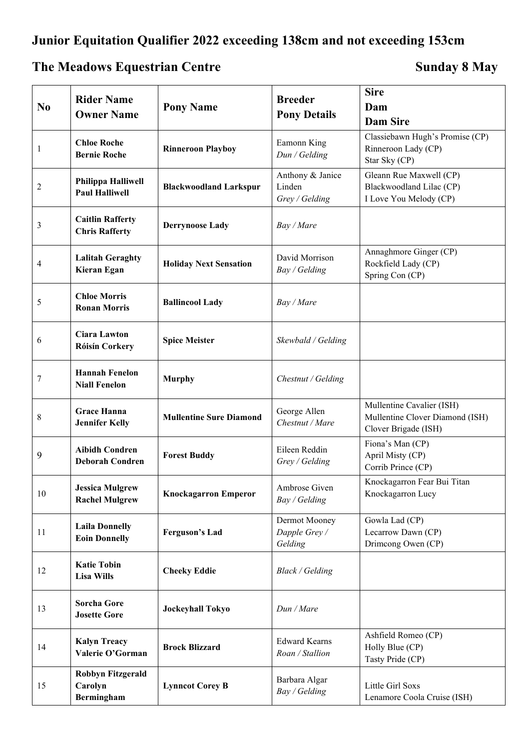# Junior Equitation Qualifier 2022 exceeding 138cm and not exceeding 153cm

## The Meadows Equestrian Centre — Sunday 8 May

| No | Rider Name<br>Owner Name | Pony Name | Breeder<br>Pony Details | Sire<br>Dam<br>Dam Sire |
|---|---|---|---|---|
| 1 | **Chloe Roche**<br>**Bernie Roche** | **Rinneroon Playboy** | Eamonn King<br>*Dun / Gelding* | Classiebawn Hugh's Promise (CP)<br>Rinneroon Lady (CP)<br>Star Sky (CP) |
| 2 | **Philippa Halliwell**<br>**Paul Halliwell** | **Blackwoodland Larkspur** | Anthony & Janice Linden<br>*Grey / Gelding* | Gleann Rue Maxwell (CP)<br>Blackwoodland Lilac (CP)<br>I Love You Melody (CP) |
| 3 | **Caitlin Rafferty**<br>**Chris Rafferty** | **Derrynoose Lady** | *Bay / Mare* | |
| 4 | **Lalitah Geraghty**<br>**Kieran Egan** | **Holiday Next Sensation** | David Morrison<br>*Bay / Gelding* | Annaghmore Ginger (CP)<br>Rockfield Lady (CP)<br>Spring Con (CP) |
| 5 | **Chloe Morris**<br>**Ronan Morris** | **Ballincool Lady** | *Bay / Mare* | |
| 6 | **Ciara Lawton**<br>**Róisín Corkery** | **Spice Meister** | *Skewbald / Gelding* | |
| 7 | **Hannah Fenelon**<br>**Niall Fenelon** | **Murphy** | *Chestnut / Gelding* | |
| 8 | **Grace Hanna**<br>**Jennifer Kelly** | **Mullentine Sure Diamond** | George Allen<br>*Chestnut / Mare* | Mullentine Cavalier (ISH)<br>Mullentine Clover Diamond (ISH)<br>Clover Brigade (ISH) |
| 9 | **Aibidh Condren**<br>**Deborah Condren** | **Forest Buddy** | Eileen Reddin<br>*Grey / Gelding* | Fiona's Man (CP)<br>April Misty (CP)<br>Corrib Prince (CP) |
| 10 | **Jessica Mulgrew**<br>**Rachel Mulgrew** | **Knockagarron Emperor** | Ambrose Given<br>*Bay / Gelding* | Knockagarron Fear Bui Titan<br>Knockagarron Lucy |
| 11 | **Laila Donnelly**<br>**Eoin Donnelly** | **Ferguson's Lad** | Dermot Mooney<br>*Dapple Grey / Gelding* | Gowla Lad (CP)<br>Lecarrow Dawn (CP)<br>Drimcong Owen (CP) |
| 12 | **Katie Tobin**<br>**Lisa Wills** | **Cheeky Eddie** | *Black / Gelding* | |
| 13 | **Sorcha Gore**<br>**Josette Gore** | **Jockeyhall Tokyo** | *Dun / Mare* | |
| 14 | **Kalyn Treacy**<br>**Valerie O'Gorman** | **Brock Blizzard** | Edward Kearns<br>*Roan / Stallion* | Ashfield Romeo (CP)<br>Holly Blue (CP)<br>Tasty Pride (CP) |
| 15 | **Robbyn Fitzgerald**<br>**Carolyn Bermingham** | **Lynncot Corey B** | Barbara Algar<br>*Bay / Gelding* | Little Girl Soxs<br>Lenamore Coola Cruise (ISH) |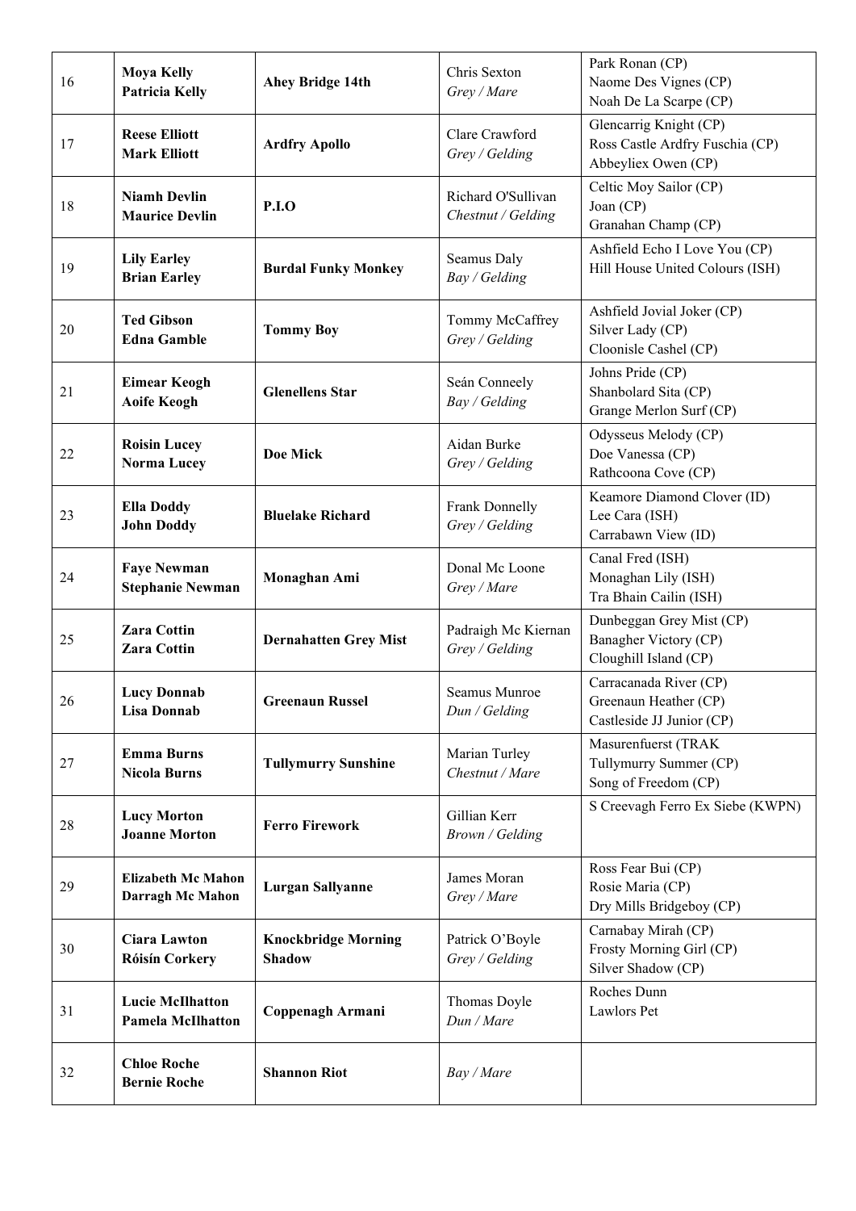| | | | | |
|---|---|---|---|---|
| 16 | **Moya Kelly**<br>**Patricia Kelly** | **Ahey Bridge 14th** | Chris Sexton<br>*Grey / Mare* | Park Ronan (CP)<br>Naome Des Vignes (CP)<br>Noah De La Scarpe (CP) |
| 17 | **Reese Elliott**<br>**Mark Elliott** | **Ardfry Apollo** | Clare Crawford<br>*Grey / Gelding* | Glencarrig Knight (CP)<br>Ross Castle Ardfry Fuschia (CP)<br>Abbeyliex Owen (CP) |
| 18 | **Niamh Devlin**<br>**Maurice Devlin** | **P.I.O** | Richard O'Sullivan<br>*Chestnut / Gelding* | Celtic Moy Sailor (CP)<br>Joan (CP)<br>Granahan Champ (CP) |
| 19 | **Lily Earley**<br>**Brian Earley** | **Burdal Funky Monkey** | Seamus Daly<br>*Bay / Gelding* | Ashfield Echo I Love You (CP)<br>Hill House United Colours (ISH) |
| 20 | **Ted Gibson**<br>**Edna Gamble** | **Tommy Boy** | Tommy McCaffrey<br>*Grey / Gelding* | Ashfield Jovial Joker (CP)<br>Silver Lady (CP)<br>Cloonisle Cashel (CP) |
| 21 | **Eimear Keogh**<br>**Aoife Keogh** | **Glenellens Star** | Seán Conneely<br>*Bay / Gelding* | Johns Pride (CP)<br>Shanbolard Sita (CP)<br>Grange Merlon Surf (CP) |
| 22 | **Roisin Lucey**<br>**Norma Lucey** | **Doe Mick** | Aidan Burke<br>*Grey / Gelding* | Odysseus Melody (CP)<br>Doe Vanessa (CP)<br>Rathcoona Cove (CP) |
| 23 | **Ella Doddy**<br>**John Doddy** | **Bluelake Richard** | Frank Donnelly<br>*Grey / Gelding* | Keamore Diamond Clover (ID)<br>Lee Cara (ISH)<br>Carrabawn View (ID) |
| 24 | **Faye Newman**<br>**Stephanie Newman** | **Monaghan Ami** | Donal Mc Loone<br>*Grey / Mare* | Canal Fred (ISH)<br>Monaghan Lily (ISH)<br>Tra Bhain Cailin (ISH) |
| 25 | **Zara Cottin**<br>**Zara Cottin** | **Dernahatten Grey Mist** | Padraigh Mc Kiernan<br>*Grey / Gelding* | Dunbeggan Grey Mist (CP)<br>Banagher Victory (CP)<br>Cloughill Island (CP) |
| 26 | **Lucy Donnab**<br>**Lisa Donnab** | **Greenaun Russel** | Seamus Munroe<br>*Dun / Gelding* | Carracanada River (CP)<br>Greenaun Heather (CP)<br>Castleside JJ Junior (CP) |
| 27 | **Emma Burns**<br>**Nicola Burns** | **Tullymurry Sunshine** | Marian Turley<br>*Chestnut / Mare* | Masurenfuerst (TRAK<br>Tullymurry Summer (CP)<br>Song of Freedom (CP) |
| 28 | **Lucy Morton**<br>**Joanne Morton** | **Ferro Firework** | Gillian Kerr<br>*Brown / Gelding* | S Creevagh Ferro Ex Siebe (KWPN) |
| 29 | **Elizabeth Mc Mahon**<br>**Darragh Mc Mahon** | **Lurgan Sallyanne** | James Moran<br>*Grey / Mare* | Ross Fear Bui (CP)<br>Rosie Maria (CP)<br>Dry Mills Bridgeboy (CP) |
| 30 | **Ciara Lawton**<br>**Róisín Corkery** | **Knockbridge Morning Shadow** | Patrick O'Boyle<br>*Grey / Gelding* | Carnabay Mirah (CP)<br>Frosty Morning Girl (CP)<br>Silver Shadow (CP) |
| 31 | **Lucie McIlhatton**<br>**Pamela McIlhatton** | **Coppenagh Armani** | Thomas Doyle<br>*Dun / Mare* | Roches Dunn<br>Lawlors Pet |
| 32 | **Chloe Roche**<br>**Bernie Roche** | **Shannon Riot** | *Bay / Mare* | |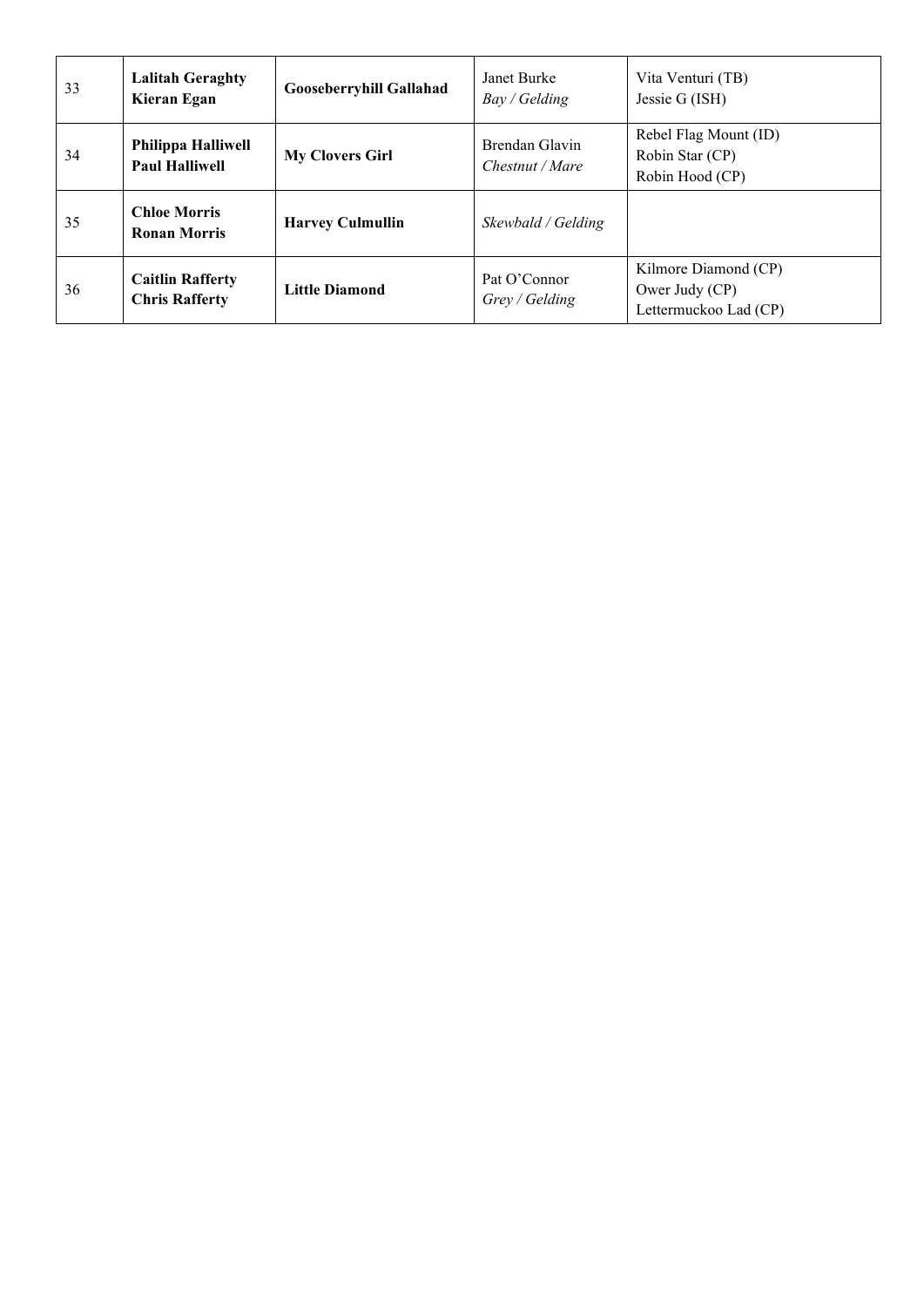| | | | | |
|---|---|---|---|---|
| 33 | **Lalitah Geraghty**<br>**Kieran Egan** | **Gooseberryhill Gallahad** | Janet Burke<br>*Bay / Gelding* | Vita Venturi (TB)<br>Jessie G (ISH) |
| 34 | **Philippa Halliwell**<br>**Paul Halliwell** | **My Clovers Girl** | Brendan Glavin<br>*Chestnut / Mare* | Rebel Flag Mount (ID)<br>Robin Star (CP)<br>Robin Hood (CP) |
| 35 | **Chloe Morris**<br>**Ronan Morris** | **Harvey Culmullin** | *Skewbald / Gelding* | |
| 36 | **Caitlin Rafferty**<br>**Chris Rafferty** | **Little Diamond** | Pat O'Connor<br>*Grey / Gelding* | Kilmore Diamond (CP)<br>Ower Judy (CP)<br>Lettermuckoo Lad (CP) |